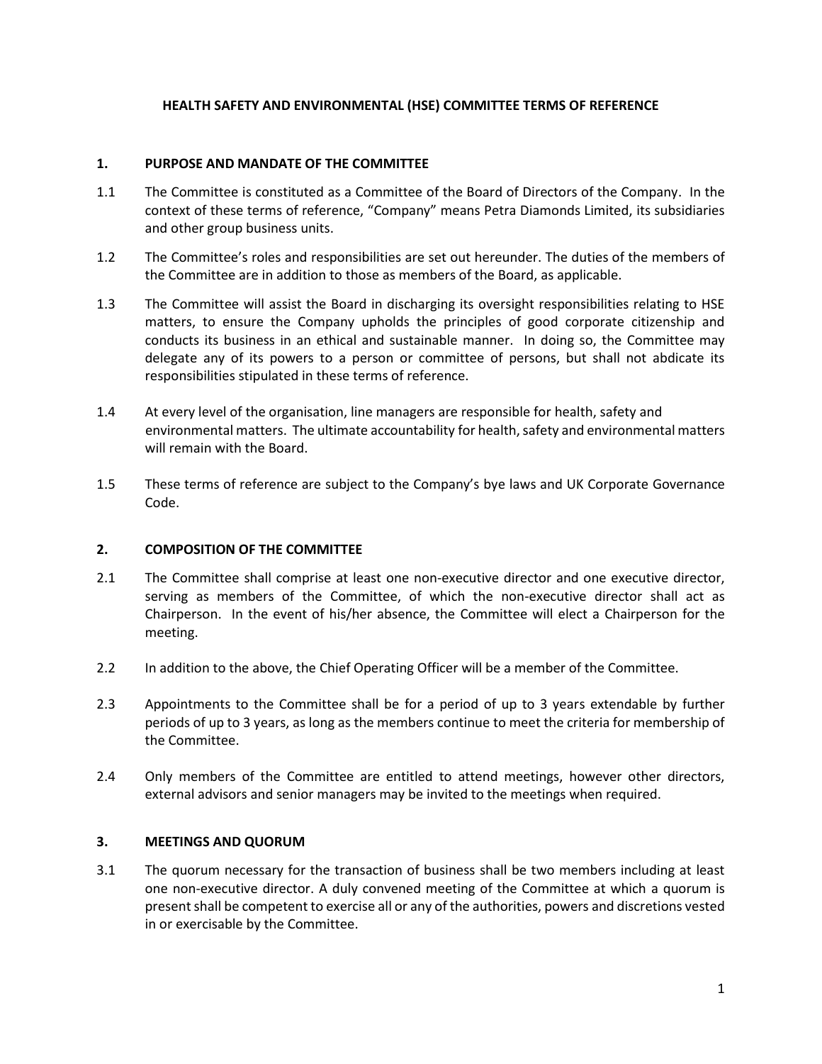# HEALTH SAFETY AND ENVIRONMENTAL (HSE) COMMITTEE TERMS OF REFERENCE

## 1. PURPOSE AND MANDATE OF THE COMMITTEE

1.1 The Committee is constituted as a Committee of the Board of Directors of the Company. In the context of these terms of reference, "Company" means Petra Diamonds Limited, its subsidiaries and other group business units.

1.2 The Committee's roles and responsibilities are set out hereunder. The duties of the members of the Committee are in addition to those as members of the Board, as applicable.

1.3 The Committee will assist the Board in discharging its oversight responsibilities relating to HSE matters, to ensure the Company upholds the principles of good corporate citizenship and conducts its business in an ethical and sustainable manner. In doing so, the Committee may delegate any of its powers to a person or committee of persons, but shall not abdicate its responsibilities stipulated in these terms of reference.

1.4 At every level of the organisation, line managers are responsible for health, safety and environmental matters. The ultimate accountability for health, safety and environmental matters will remain with the Board.

1.5 These terms of reference are subject to the Company's bye laws and UK Corporate Governance Code.

## 2. COMPOSITION OF THE COMMITTEE

2.1 The Committee shall comprise at least one non-executive director and one executive director, serving as members of the Committee, of which the non-executive director shall act as Chairperson. In the event of his/her absence, the Committee will elect a Chairperson for the meeting.

2.2 In addition to the above, the Chief Operating Officer will be a member of the Committee.

2.3 Appointments to the Committee shall be for a period of up to 3 years extendable by further periods of up to 3 years, as long as the members continue to meet the criteria for membership of the Committee.

2.4 Only members of the Committee are entitled to attend meetings, however other directors, external advisors and senior managers may be invited to the meetings when required.

## 3. MEETINGS AND QUORUM

3.1 The quorum necessary for the transaction of business shall be two members including at least one non-executive director. A duly convened meeting of the Committee at which a quorum is present shall be competent to exercise all or any of the authorities, powers and discretions vested in or exercisable by the Committee.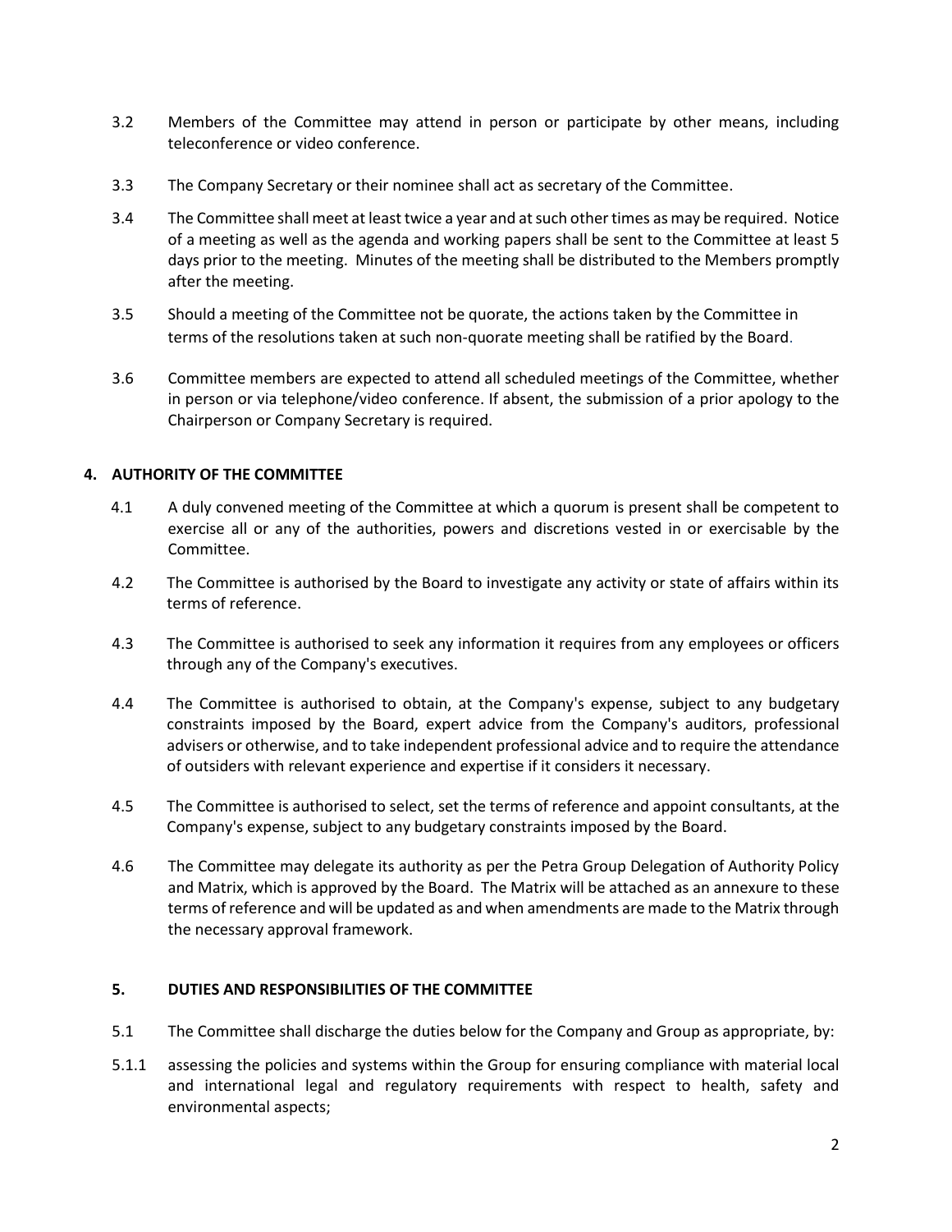3.2 Members of the Committee may attend in person or participate by other means, including teleconference or video conference.

3.3 The Company Secretary or their nominee shall act as secretary of the Committee.

3.4 The Committee shall meet at least twice a year and at such other times as may be required. Notice of a meeting as well as the agenda and working papers shall be sent to the Committee at least 5 days prior to the meeting. Minutes of the meeting shall be distributed to the Members promptly after the meeting.

3.5 Should a meeting of the Committee not be quorate, the actions taken by the Committee in terms of the resolutions taken at such non-quorate meeting shall be ratified by the Board.

3.6 Committee members are expected to attend all scheduled meetings of the Committee, whether in person or via telephone/video conference. If absent, the submission of a prior apology to the Chairperson or Company Secretary is required.

## 4. AUTHORITY OF THE COMMITTEE

4.1 A duly convened meeting of the Committee at which a quorum is present shall be competent to exercise all or any of the authorities, powers and discretions vested in or exercisable by the Committee.

4.2 The Committee is authorised by the Board to investigate any activity or state of affairs within its terms of reference.

4.3 The Committee is authorised to seek any information it requires from any employees or officers through any of the Company's executives.

4.4 The Committee is authorised to obtain, at the Company's expense, subject to any budgetary constraints imposed by the Board, expert advice from the Company's auditors, professional advisers or otherwise, and to take independent professional advice and to require the attendance of outsiders with relevant experience and expertise if it considers it necessary.

4.5 The Committee is authorised to select, set the terms of reference and appoint consultants, at the Company's expense, subject to any budgetary constraints imposed by the Board.

4.6 The Committee may delegate its authority as per the Petra Group Delegation of Authority Policy and Matrix, which is approved by the Board. The Matrix will be attached as an annexure to these terms of reference and will be updated as and when amendments are made to the Matrix through the necessary approval framework.

## 5. DUTIES AND RESPONSIBILITIES OF THE COMMITTEE

5.1 The Committee shall discharge the duties below for the Company and Group as appropriate, by:

5.1.1 assessing the policies and systems within the Group for ensuring compliance with material local and international legal and regulatory requirements with respect to health, safety and environmental aspects;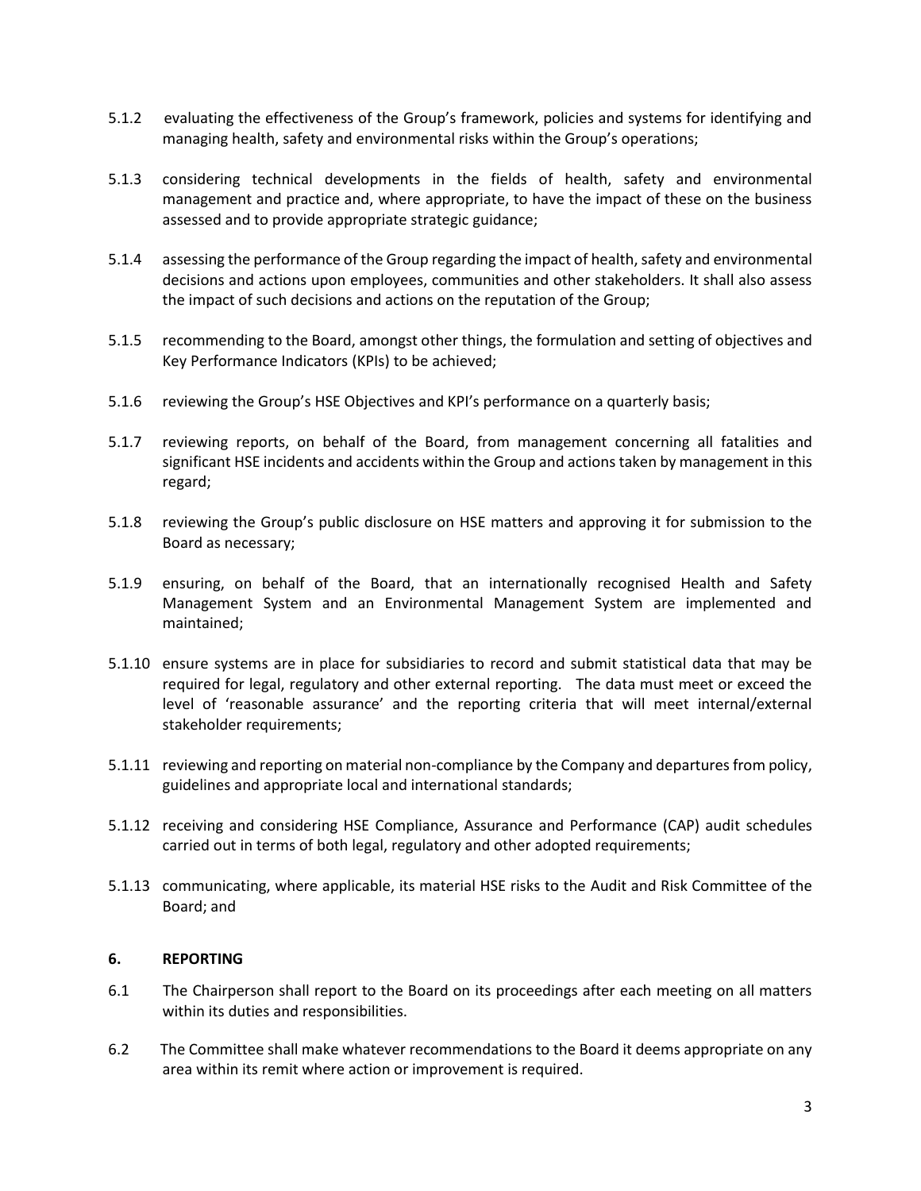5.1.2 evaluating the effectiveness of the Group's framework, policies and systems for identifying and managing health, safety and environmental risks within the Group's operations;

5.1.3 considering technical developments in the fields of health, safety and environmental management and practice and, where appropriate, to have the impact of these on the business assessed and to provide appropriate strategic guidance;

5.1.4 assessing the performance of the Group regarding the impact of health, safety and environmental decisions and actions upon employees, communities and other stakeholders. It shall also assess the impact of such decisions and actions on the reputation of the Group;

5.1.5 recommending to the Board, amongst other things, the formulation and setting of objectives and Key Performance Indicators (KPIs) to be achieved;

5.1.6 reviewing the Group's HSE Objectives and KPI's performance on a quarterly basis;

5.1.7 reviewing reports, on behalf of the Board, from management concerning all fatalities and significant HSE incidents and accidents within the Group and actions taken by management in this regard;

5.1.8 reviewing the Group's public disclosure on HSE matters and approving it for submission to the Board as necessary;

5.1.9 ensuring, on behalf of the Board, that an internationally recognised Health and Safety Management System and an Environmental Management System are implemented and maintained;

5.1.10 ensure systems are in place for subsidiaries to record and submit statistical data that may be required for legal, regulatory and other external reporting. The data must meet or exceed the level of 'reasonable assurance' and the reporting criteria that will meet internal/external stakeholder requirements;

5.1.11 reviewing and reporting on material non-compliance by the Company and departures from policy, guidelines and appropriate local and international standards;

5.1.12 receiving and considering HSE Compliance, Assurance and Performance (CAP) audit schedules carried out in terms of both legal, regulatory and other adopted requirements;

5.1.13 communicating, where applicable, its material HSE risks to the Audit and Risk Committee of the Board; and

## 6. REPORTING

6.1 The Chairperson shall report to the Board on its proceedings after each meeting on all matters within its duties and responsibilities.

6.2 The Committee shall make whatever recommendations to the Board it deems appropriate on any area within its remit where action or improvement is required.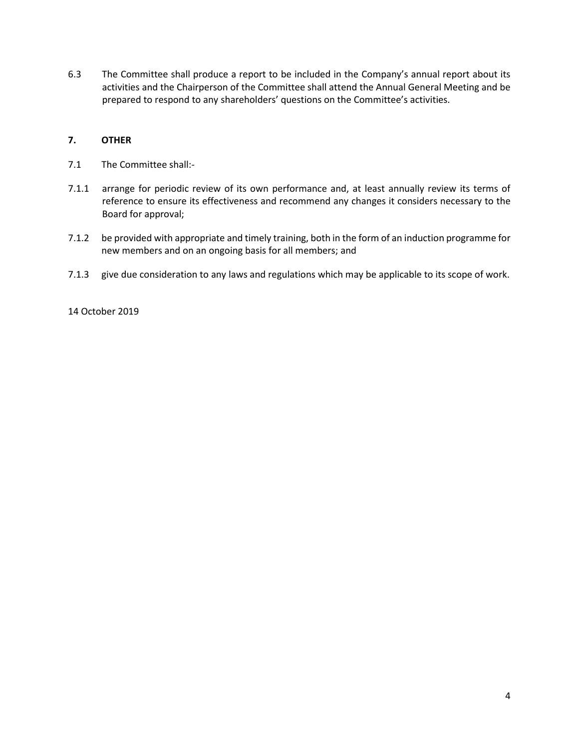6.3 The Committee shall produce a report to be included in the Company's annual report about its activities and the Chairperson of the Committee shall attend the Annual General Meeting and be prepared to respond to any shareholders' questions on the Committee's activities.

## 7. OTHER

7.1 The Committee shall:-

7.1.1 arrange for periodic review of its own performance and, at least annually review its terms of reference to ensure its effectiveness and recommend any changes it considers necessary to the Board for approval;

7.1.2 be provided with appropriate and timely training, both in the form of an induction programme for new members and on an ongoing basis for all members; and

7.1.3 give due consideration to any laws and regulations which may be applicable to its scope of work.

14 October 2019